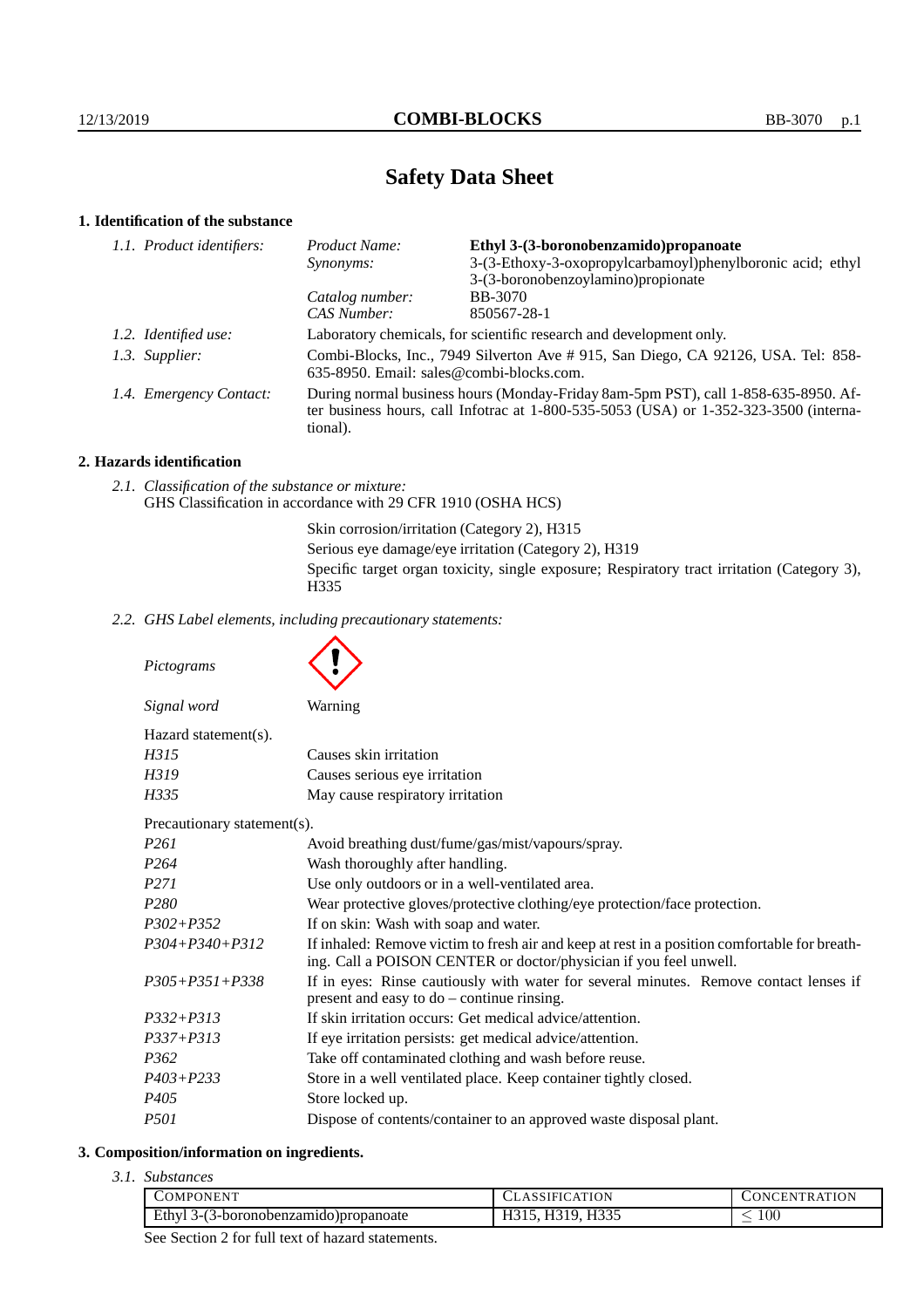# Safety Data Sheet

## 1. Identification of the substance

| | | |
|---|---|---|
| *1.1. Product identifiers:* | *Product Name:* | **Ethyl 3-(3-boronobenzamido)propanoate** |
| | *Synonyms:* | 3-(3-Ethoxy-3-oxopropylcarbamoyl)phenylboronic acid; ethyl 3-(3-boronobenzoylamino)propionate |
| | *Catalog number:* | BB-3070 |
| | *CAS Number:* | 850567-28-1 |
| *1.2. Identified use:* | Laboratory chemicals, for scientific research and development only. | |
| *1.3. Supplier:* | Combi-Blocks, Inc., 7949 Silverton Ave # 915, San Diego, CA 92126, USA. Tel: 858-635-8950. Email: sales@combi-blocks.com. | |
| *1.4. Emergency Contact:* | During normal business hours (Monday-Friday 8am-5pm PST), call 1-858-635-8950. After business hours, call Infotrac at 1-800-535-5053 (USA) or 1-352-323-3500 (international). | |

## 2. Hazards identification

*2.1. Classification of the substance or mixture:*
GHS Classification in accordance with 29 CFR 1910 (OSHA HCS)

Skin corrosion/irritation (Category 2), H315
Serious eye damage/eye irritation (Category 2), H319
Specific target organ toxicity, single exposure; Respiratory tract irritation (Category 3), H335

*2.2. GHS Label elements, including precautionary statements:*

*Pictograms*

*Signal word* Warning

Hazard statement(s).

| | |
|---|---|
| *H315* | Causes skin irritation |
| *H319* | Causes serious eye irritation |
| *H335* | May cause respiratory irritation |

Precautionary statement(s).

| | |
|---|---|
| *P261* | Avoid breathing dust/fume/gas/mist/vapours/spray. |
| *P264* | Wash thoroughly after handling. |
| *P271* | Use only outdoors or in a well-ventilated area. |
| *P280* | Wear protective gloves/protective clothing/eye protection/face protection. |
| *P302+P352* | If on skin: Wash with soap and water. |
| *P304+P340+P312* | If inhaled: Remove victim to fresh air and keep at rest in a position comfortable for breathing. Call a POISON CENTER or doctor/physician if you feel unwell. |
| *P305+P351+P338* | If in eyes: Rinse cautiously with water for several minutes. Remove contact lenses if present and easy to do – continue rinsing. |
| *P332+P313* | If skin irritation occurs: Get medical advice/attention. |
| *P337+P313* | If eye irritation persists: get medical advice/attention. |
| *P362* | Take off contaminated clothing and wash before reuse. |
| *P403+P233* | Store in a well ventilated place. Keep container tightly closed. |
| *P405* | Store locked up. |
| *P501* | Dispose of contents/container to an approved waste disposal plant. |

## 3. Composition/information on ingredients.

*3.1. Substances*

| COMPONENT | CLASSIFICATION | CONCENTRATION |
|---|---|---|
| Ethyl 3-(3-boronobenzamido)propanoate | H315, H319, H335 | $\leq 100$ |

See Section 2 for full text of hazard statements.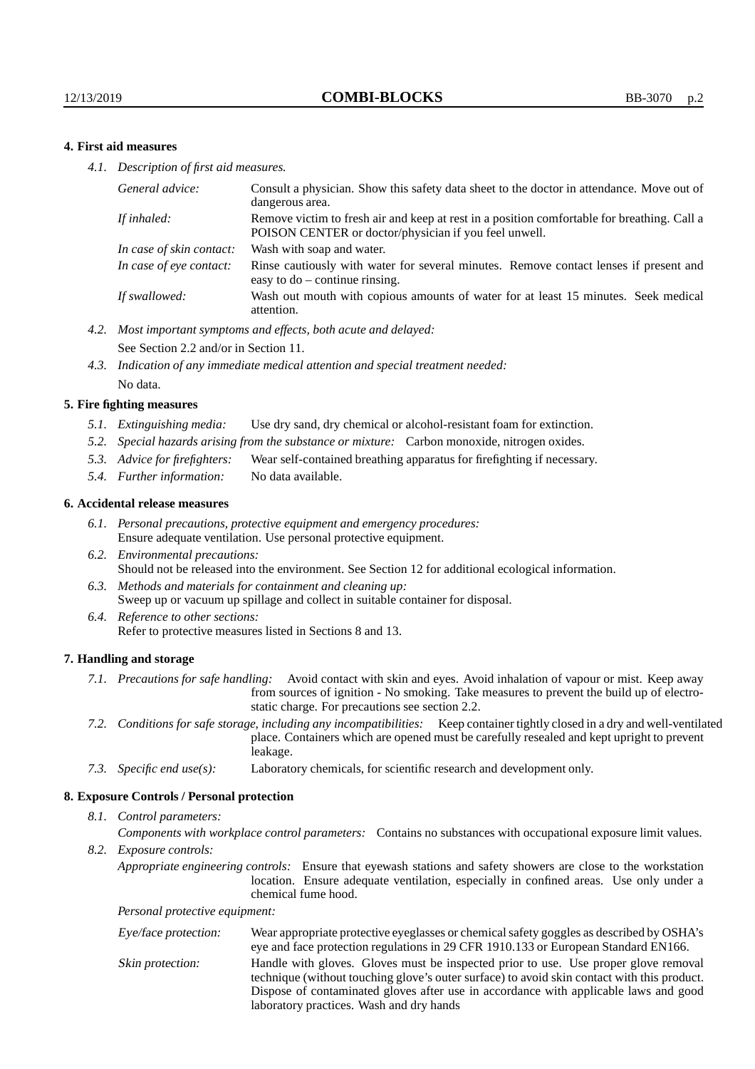### 4. First aid measures

*4.1. Description of first aid measures.*

| | |
|---|---|
| *General advice:* | Consult a physician. Show this safety data sheet to the doctor in attendance. Move out of dangerous area. |
| *If inhaled:* | Remove victim to fresh air and keep at rest in a position comfortable for breathing. Call a POISON CENTER or doctor/physician if you feel unwell. |
| *In case of skin contact:* | Wash with soap and water. |
| *In case of eye contact:* | Rinse cautiously with water for several minutes. Remove contact lenses if present and easy to do – continue rinsing. |
| *If swallowed:* | Wash out mouth with copious amounts of water for at least 15 minutes. Seek medical attention. |

*4.2. Most important symptoms and effects, both acute and delayed:*
See Section 2.2 and/or in Section 11.

*4.3. Indication of any immediate medical attention and special treatment needed:*
No data.

### 5. Fire fighting measures

*5.1. Extinguishing media:* Use dry sand, dry chemical or alcohol-resistant foam for extinction.

*5.2. Special hazards arising from the substance or mixture:* Carbon monoxide, nitrogen oxides.

*5.3. Advice for firefighters:* Wear self-contained breathing apparatus for firefighting if necessary.

*5.4. Further information:* No data available.

### 6. Accidental release measures

*6.1. Personal precautions, protective equipment and emergency procedures:*
Ensure adequate ventilation. Use personal protective equipment.

*6.2. Environmental precautions:*
Should not be released into the environment. See Section 12 for additional ecological information.

*6.3. Methods and materials for containment and cleaning up:*
Sweep up or vacuum up spillage and collect in suitable container for disposal.

*6.4. Reference to other sections:*
Refer to protective measures listed in Sections 8 and 13.

### 7. Handling and storage

*7.1. Precautions for safe handling:* Avoid contact with skin and eyes. Avoid inhalation of vapour or mist. Keep away from sources of ignition - No smoking. Take measures to prevent the build up of electrostatic charge. For precautions see section 2.2.

*7.2. Conditions for safe storage, including any incompatibilities:* Keep container tightly closed in a dry and well-ventilated place. Containers which are opened must be carefully resealed and kept upright to prevent leakage.

*7.3. Specific end use(s):* Laboratory chemicals, for scientific research and development only.

### 8. Exposure Controls / Personal protection

*8.1. Control parameters:*

*Components with workplace control parameters:* Contains no substances with occupational exposure limit values.

*8.2. Exposure controls:*

*Appropriate engineering controls:* Ensure that eyewash stations and safety showers are close to the workstation location. Ensure adequate ventilation, especially in confined areas. Use only under a chemical fume hood.

*Personal protective equipment:*

| | |
|---|---|
| *Eye/face protection:* | Wear appropriate protective eyeglasses or chemical safety goggles as described by OSHA's eye and face protection regulations in 29 CFR 1910.133 or European Standard EN166. |
| *Skin protection:* | Handle with gloves. Gloves must be inspected prior to use. Use proper glove removal technique (without touching glove's outer surface) to avoid skin contact with this product. Dispose of contaminated gloves after use in accordance with applicable laws and good laboratory practices. Wash and dry hands |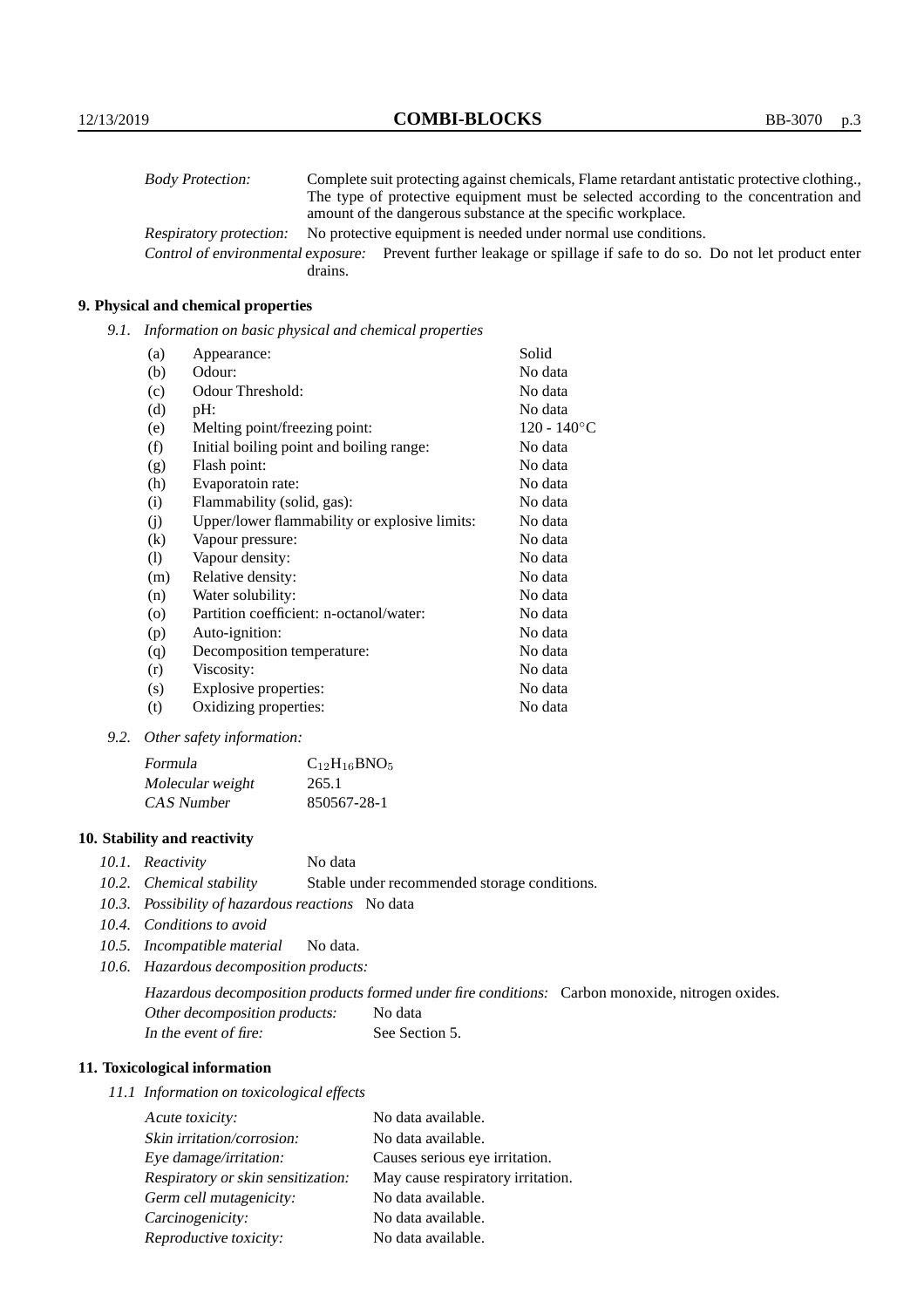| | |
|---|---|
| *Body Protection:* | Complete suit protecting against chemicals, Flame retardant antistatic protective clothing., The type of protective equipment must be selected according to the concentration and amount of the dangerous substance at the specific workplace. |
| *Respiratory protection:* | No protective equipment is needed under normal use conditions. |
| *Control of environmental exposure:* | Prevent further leakage or spillage if safe to do so. Do not let product enter drains. |

## 9. Physical and chemical properties

*9.1. Information on basic physical and chemical properties*

| | | |
|---|---|---|
| (a) | Appearance: | Solid |
| (b) | Odour: | No data |
| (c) | Odour Threshold: | No data |
| (d) | pH: | No data |
| (e) | Melting point/freezing point: | 120 - 140°C |
| (f) | Initial boiling point and boiling range: | No data |
| (g) | Flash point: | No data |
| (h) | Evaporatoin rate: | No data |
| (i) | Flammability (solid, gas): | No data |
| (j) | Upper/lower flammability or explosive limits: | No data |
| (k) | Vapour pressure: | No data |
| (l) | Vapour density: | No data |
| (m) | Relative density: | No data |
| (n) | Water solubility: | No data |
| (o) | Partition coefficient: n-octanol/water: | No data |
| (p) | Auto-ignition: | No data |
| (q) | Decomposition temperature: | No data |
| (r) | Viscosity: | No data |
| (s) | Explosive properties: | No data |
| (t) | Oxidizing properties: | No data |

*9.2. Other safety information:*

| | |
|---|---|
| *Formula* | $C_{12}H_{16}BNO_5$ |
| *Molecular weight* | 265.1 |
| *CAS Number* | 850567-28-1 |

## 10. Stability and reactivity

*10.1. Reactivity* No data

*10.2. Chemical stability* Stable under recommended storage conditions.

*10.3. Possibility of hazardous reactions* No data

*10.4. Conditions to avoid*

*10.5. Incompatible material* No data.

*10.6. Hazardous decomposition products:*

*Hazardous decomposition products formed under fire conditions:* Carbon monoxide, nitrogen oxides.

*Other decomposition products:* No data

*In the event of fire:* See Section 5.

## 11. Toxicological information

*11.1 Information on toxicological effects*

| | |
|---|---|
| *Acute toxicity:* | No data available. |
| *Skin irritation/corrosion:* | No data available. |
| *Eye damage/irritation:* | Causes serious eye irritation. |
| *Respiratory or skin sensitization:* | May cause respiratory irritation. |
| *Germ cell mutagenicity:* | No data available. |
| *Carcinogenicity:* | No data available. |
| *Reproductive toxicity:* | No data available. |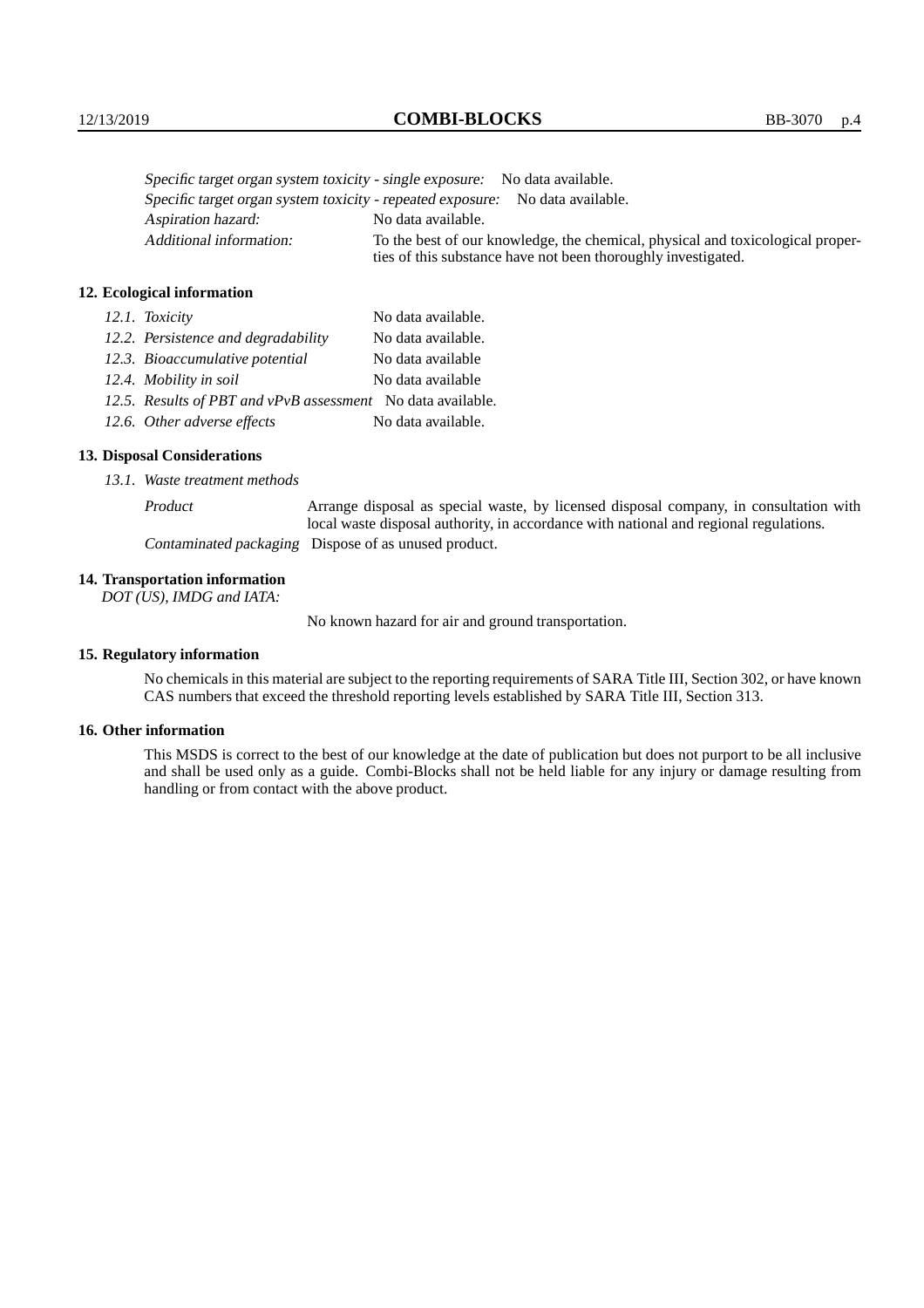*Specific target organ system toxicity - single exposure:* No data available.
*Specific target organ system toxicity - repeated exposure:* No data available.
*Aspiration hazard:* No data available.
*Additional information:* To the best of our knowledge, the chemical, physical and toxicological properties of this substance have not been thoroughly investigated.

### 12. Ecological information

| | |
|---|---|
| *12.1. Toxicity* | No data available. |
| *12.2. Persistence and degradability* | No data available. |
| *12.3. Bioaccumulative potential* | No data available |
| *12.4. Mobility in soil* | No data available |
| *12.5. Results of PBT and vPvB assessment* | No data available. |
| *12.6. Other adverse effects* | No data available. |

### 13. Disposal Considerations

*13.1. Waste treatment methods*

*Product* Arrange disposal as special waste, by licensed disposal company, in consultation with local waste disposal authority, in accordance with national and regional regulations.

*Contaminated packaging* Dispose of as unused product.

### 14. Transportation information

*DOT (US), IMDG and IATA:*

No known hazard for air and ground transportation.

### 15. Regulatory information

No chemicals in this material are subject to the reporting requirements of SARA Title III, Section 302, or have known CAS numbers that exceed the threshold reporting levels established by SARA Title III, Section 313.

### 16. Other information

This MSDS is correct to the best of our knowledge at the date of publication but does not purport to be all inclusive and shall be used only as a guide. Combi-Blocks shall not be held liable for any injury or damage resulting from handling or from contact with the above product.